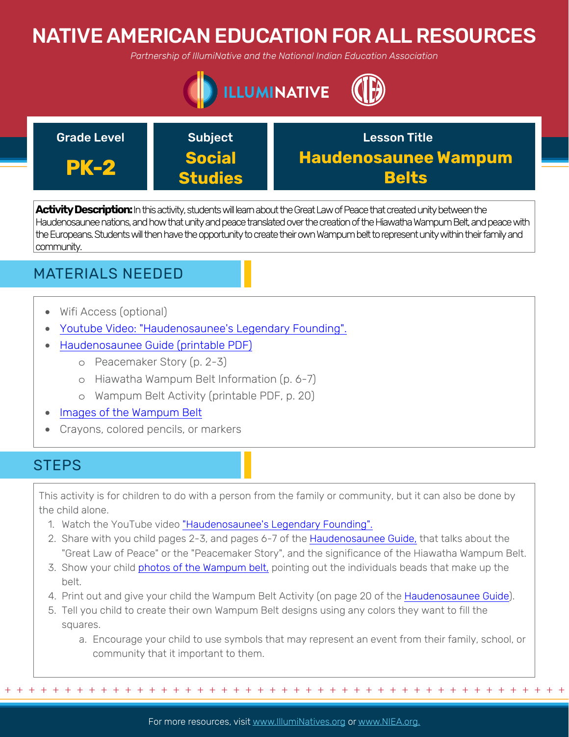# NATIVE AMERICAN EDUCATION FOR ALL RESOURCES

*Partnership of IllumiNative and the National Indian Education Association*

| Grade Level | Subject | Lesson Title |
| --- | --- | --- |
| **PK-2** | **Social Studies** | **Haudenosaunee Wampum Belts** |

**Activity Description:** In this activity, students will learn about the Great Law of Peace that created unity between the Haudenosaunee nations, and how that unity and peace translated over the creation of the Hiawatha Wampum Belt, and peace with the Europeans. Students will then have the opportunity to create their own Wampum belt to represent unity within their family and community.

## MATERIALS NEEDED

- Wifi Access (optional)
- Youtube Video: "Haudenosaunee's Legendary Founding".
- Haudenosaunee Guide (printable PDF)
  - Peacemaker Story (p. 2-3)
  - Hiawatha Wampum Belt Information (p. 6-7)
  - Wampum Belt Activity (printable PDF, p. 20)
- Images of the Wampum Belt
- Crayons, colored pencils, or markers

## STEPS

This activity is for children to do with a person from the family or community, but it can also be done by the child alone.

1. Watch the YouTube video "Haudenosaunee's Legendary Founding".
2. Share with you child pages 2-3, and pages 6-7 of the Haudenosaunee Guide, that talks about the "Great Law of Peace" or the "Peacemaker Story", and the significance of the Hiawatha Wampum Belt.
3. Show your child photos of the Wampum belt, pointing out the individuals beads that make up the belt.
4. Print out and give your child the Wampum Belt Activity (on page 20 of the Haudenosaunee Guide).
5. Tell you child to create their own Wampum Belt designs using any colors they want to fill the squares.
   a. Encourage your child to use symbols that may represent an event from their family, school, or community that it important to them.

For more resources, visit www.IlluminNatives.org or www.NIEA.org.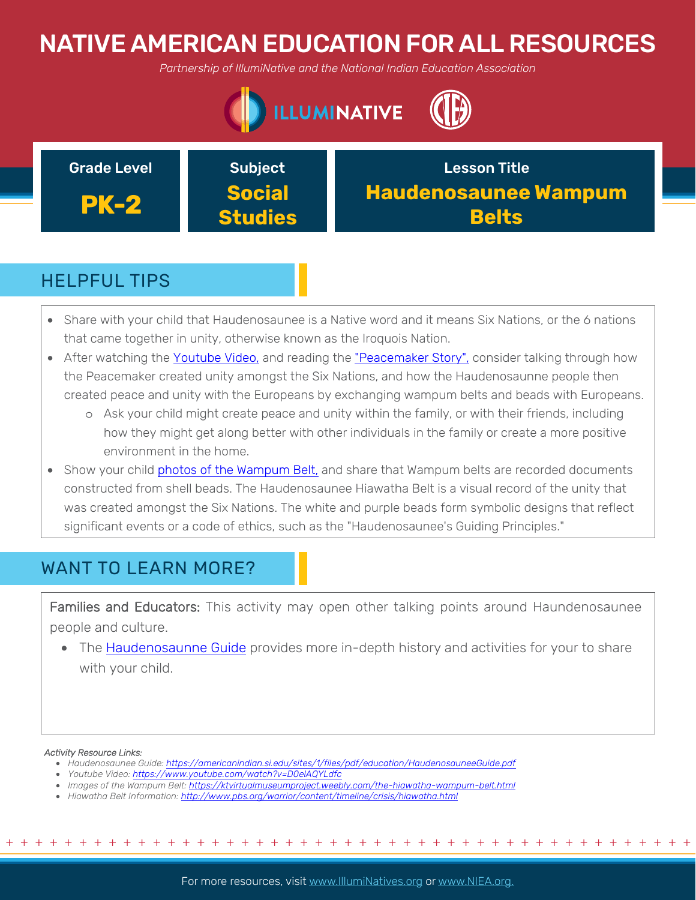# NATIVE AMERICAN EDUCATION FOR ALL RESOURCES

*Partnership of IllumiNative and the National Indian Education Association*

| Grade Level | Subject | Lesson Title |
|---|---|---|
| **PK-2** | **Social Studies** | **Haudenosaunee Wampum Belts** |

## HELPFUL TIPS

- Share with your child that Haudenosaunee is a Native word and it means Six Nations, or the 6 nations that came together in unity, otherwise known as the Iroquois Nation.
- After watching the Youtube Video, and reading the "Peacemaker Story", consider talking through how the Peacemaker created unity amongst the Six Nations, and how the Haudenosaunne people then created peace and unity with the Europeans by exchanging wampum belts and beads with Europeans.
  - Ask your child might create peace and unity within the family, or with their friends, including how they might get along better with other individuals in the family or create a more positive environment in the home.
- Show your child photos of the Wampum Belt, and share that Wampum belts are recorded documents constructed from shell beads. The Haudenosaunee Hiawatha Belt is a visual record of the unity that was created amongst the Six Nations. The white and purple beads form symbolic designs that reflect significant events or a code of ethics, such as the "Haudenosaunee's Guiding Principles."

## WANT TO LEARN MORE?

Families and Educators: This activity may open other talking points around Haundenosaunee people and culture.

- The Haudenosaunne Guide provides more in-depth history and activities for your to share with your child.

*Activity Resource Links:*

- *Haudenosaunee Guide: https://americanindian.si.edu/sites/1/files/pdf/education/HaudenosauneeGuide.pdf*
- *Youtube Video: https://www.youtube.com/watch?v=D0elAQYLdfc*
- *Images of the Wampum Belt: https://ktvirtualmuseumproject.weebly.com/the-hiawatha-wampum-belt.html*
- *Hiawatha Belt Information: http://www.pbs.org/warrior/content/timeline/crisis/hiawatha.html*

For more resources, visit www.IllumiNatives.org or www.NIEA.org.